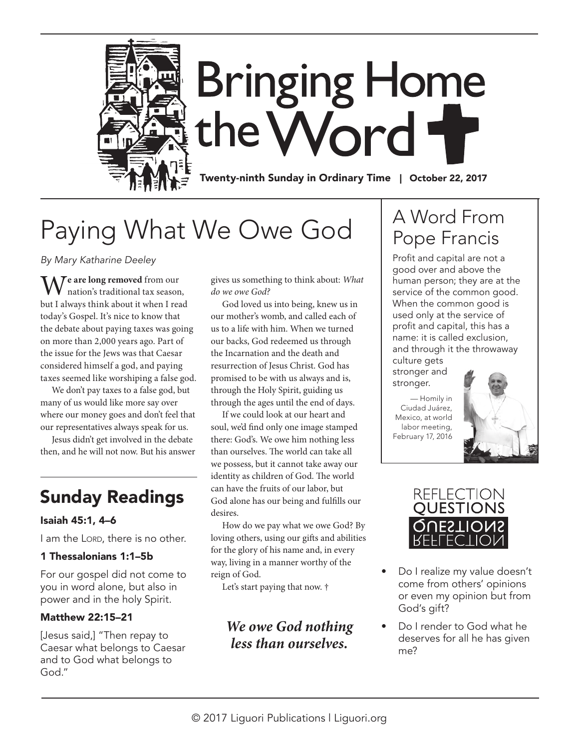# Bringing Home the Word

**Twenty-ninth Sunday in Ordinary Time | October 22, 2017**

# Paying What We Owe God

*By Mary Katharine Deeley*

**We are long removed** from our nation's traditional tax season, but I always think about it when I read today's Gospel. It's nice to know that the debate about paying taxes was going on more than 2,000 years ago. Part of the issue for the Jews was that Caesar considered himself a god, and paying taxes seemed like worshiping a false god.

We don't pay taxes to a false god, but many of us would like more say over where our money goes and don't feel that our representatives always speak for us.

Jesus didn't get involved in the debate then, and he will not now. But his answer gives us something to think about: *What do we owe God?*

God loved us into being, knew us in our mother's womb, and called each of us to a life with him. When we turned our backs, God redeemed us through the Incarnation and the death and resurrection of Jesus Christ. God has promised to be with us always and is, through the Holy Spirit, guiding us through the ages until the end of days.

If we could look at our heart and soul, we'd find only one image stamped there: God's. We owe him nothing less than ourselves. The world can take all we possess, but it cannot take away our identity as children of God. The world can have the fruits of our labor, but God alone has our being and fulfills our desires.

How do we pay what we owe God? By loving others, using our gifts and abilities for the glory of his name and, in every way, living in a manner worthy of the reign of God.

Let's start paying that now. †

***We owe God nothing less than ourselves.***

## Sunday Readings

### Isaiah 45:1, 4–6

I am the Lord, there is no other.

### 1 Thessalonians 1:1–5b

For our gospel did not come to you in word alone, but also in power and in the holy Spirit.

### Matthew 22:15–21

[Jesus said,] "Then repay to Caesar what belongs to Caesar and to God what belongs to God."

## A Word From Pope Francis

Profit and capital are not a good over and above the human person; they are at the service of the common good. When the common good is used only at the service of profit and capital, this has a name: it is called exclusion, and through it the throwaway culture gets stronger and stronger.

— Homily in Ciudad Juárez, Mexico, at world labor meeting, February 17, 2016

## Reflection Questions

- Do I realize my value doesn't come from others' opinions or even my opinion but from God's gift?
- Do I render to God what he deserves for all he has given me?

© 2017 Liguori Publications | Liguori.org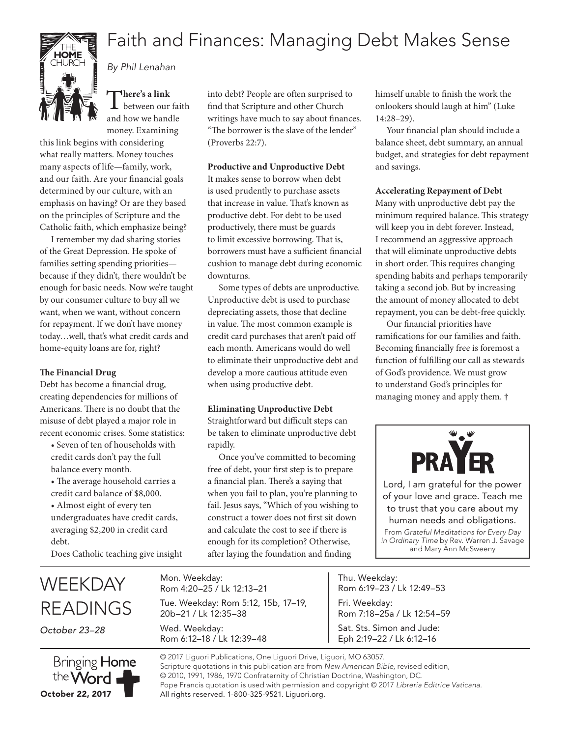# Faith and Finances: Managing Debt Makes Sense

*By Phil Lenahan*

**There's a link** between our faith and how we handle money. Examining this link begins with considering what really matters. Money touches many aspects of life—family, work, and our faith. Are your financial goals determined by our culture, with an emphasis on having? Or are they based on the principles of Scripture and the Catholic faith, which emphasize being?

I remember my dad sharing stories of the Great Depression. He spoke of families setting spending priorities—because if they didn't, there wouldn't be enough for basic needs. Now we're taught by our consumer culture to buy all we want, when we want, without concern for repayment. If we don't have money today…well, that's what credit cards and home-equity loans are for, right?

**The Financial Drug**

Debt has become a financial drug, creating dependencies for millions of Americans. There is no doubt that the misuse of debt played a major role in recent economic crises. Some statistics:

- Seven of ten of households with credit cards don't pay the full balance every month.
- The average household carries a credit card balance of $8,000.
- Almost eight of every ten undergraduates have credit cards, averaging $2,200 in credit card debt.

Does Catholic teaching give insight into debt? People are often surprised to find that Scripture and other Church writings have much to say about finances. "The borrower is the slave of the lender" (Proverbs 22:7).

**Productive and Unproductive Debt**

It makes sense to borrow when debt is used prudently to purchase assets that increase in value. That's known as productive debt. For debt to be used productively, there must be guards to limit excessive borrowing. That is, borrowers must have a sufficient financial cushion to manage debt during economic downturns.

Some types of debts are unproductive. Unproductive debt is used to purchase depreciating assets, those that decline in value. The most common example is credit card purchases that aren't paid off each month. Americans would do well to eliminate their unproductive debt and develop a more cautious attitude even when using productive debt.

**Eliminating Unproductive Debt**

Straightforward but difficult steps can be taken to eliminate unproductive debt rapidly.

Once you've committed to becoming free of debt, your first step is to prepare a financial plan. There's a saying that when you fail to plan, you're planning to fail. Jesus says, "Which of you wishing to construct a tower does not first sit down and calculate the cost to see if there is enough for its completion? Otherwise, after laying the foundation and finding himself unable to finish the work the onlookers should laugh at him" (Luke 14:28–29).

Your financial plan should include a balance sheet, debt summary, an annual budget, and strategies for debt repayment and savings.

**Accelerating Repayment of Debt**

Many with unproductive debt pay the minimum required balance. This strategy will keep you in debt forever. Instead, I recommend an aggressive approach that will eliminate unproductive debts in short order. This requires changing spending habits and perhaps temporarily taking a second job. But by increasing the amount of money allocated to debt repayment, you can be debt-free quickly.

Our financial priorities have ramifications for our families and faith. Becoming financially free is foremost a function of fulfilling our call as stewards of God's providence. We must grow to understand God's principles for managing money and apply them. †

**PRAYER**

Lord, I am grateful for the power of your love and grace. Teach me to trust that you care about my human needs and obligations.

From *Grateful Meditations for Every Day in Ordinary Time* by Rev. Warren J. Savage and Mary Ann McSweeny

## WEEKDAY READINGS

*October 23–28*

Mon. Weekday: Rom 4:20–25 / Lk 12:13–21

Tue. Weekday: Rom 5:12, 15b, 17–19, 20b–21 / Lk 12:35–38

Wed. Weekday: Rom 6:12–18 / Lk 12:39–48

Thu. Weekday: Rom 6:19–23 / Lk 12:49–53

Fri. Weekday: Rom 7:18–25a / Lk 12:54–59

Sat. Sts. Simon and Jude: Eph 2:19–22 / Lk 6:12–16

Bringing Home the Word
**October 22, 2017**

© 2017 Liguori Publications, One Liguori Drive, Liguori, MO 63057.
Scripture quotations in this publication are from *New American Bible,* revised edition, © 2010, 1991, 1986, 1970 Confraternity of Christian Doctrine, Washington, DC.
Pope Francis quotation is used with permission and copyright © 2017 *Libreria Editrice Vaticana.*
All rights reserved. 1-800-325-9521. Liguori.org.